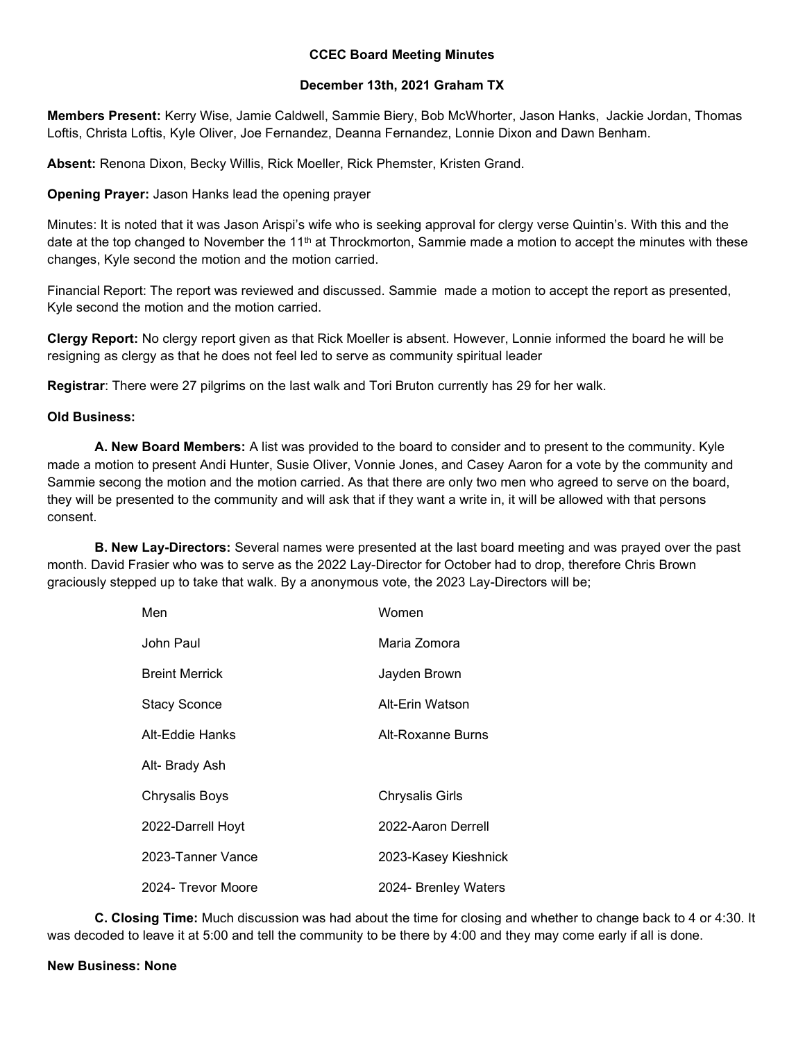**CCEC Board Meeting Minutes**

**December 13th, 2021 Graham TX**

**Members Present:** Kerry Wise, Jamie Caldwell, Sammie Biery, Bob McWhorter, Jason Hanks, Jackie Jordan, Thomas Loftis, Christa Loftis, Kyle Oliver, Joe Fernandez, Deanna Fernandez, Lonnie Dixon and Dawn Benham.

**Absent:** Renona Dixon, Becky Willis, Rick Moeller, Rick Phemster, Kristen Grand.

**Opening Prayer:** Jason Hanks lead the opening prayer

Minutes: It is noted that it was Jason Arispi's wife who is seeking approval for clergy verse Quintin's. With this and the date at the top changed to November the 11th at Throckmorton, Sammie made a motion to accept the minutes with these changes, Kyle second the motion and the motion carried.

Financial Report: The report was reviewed and discussed. Sammie made a motion to accept the report as presented, Kyle second the motion and the motion carried.

**Clergy Report:** No clergy report given as that Rick Moeller is absent. However, Lonnie informed the board he will be resigning as clergy as that he does not feel led to serve as community spiritual leader

**Registrar**: There were 27 pilgrims on the last walk and Tori Bruton currently has 29 for her walk.

**Old Business:**

**A. New Board Members:** A list was provided to the board to consider and to present to the community. Kyle made a motion to present Andi Hunter, Susie Oliver, Vonnie Jones, and Casey Aaron for a vote by the community and Sammie secong the motion and the motion carried. As that there are only two men who agreed to serve on the board, they will be presented to the community and will ask that if they want a write in, it will be allowed with that persons consent.

**B. New Lay-Directors:** Several names were presented at the last board meeting and was prayed over the past month. David Frasier who was to serve as the 2022 Lay-Director for October had to drop, therefore Chris Brown graciously stepped up to take that walk. By a anonymous vote, the 2023 Lay-Directors will be;

| Men | Women |
|---|---|
| John Paul | Maria Zomora |
| Breint Merrick | Jayden Brown |
| Stacy Sconce | Alt-Erin Watson |
| Alt-Eddie Hanks | Alt-Roxanne Burns |
| Alt- Brady Ash | |
| Chrysalis Boys | Chrysalis Girls |
| 2022-Darrell Hoyt | 2022-Aaron Derrell |
| 2023-Tanner Vance | 2023-Kasey Kieshnick |
| 2024- Trevor Moore | 2024- Brenley Waters |

**C. Closing Time:** Much discussion was had about the time for closing and whether to change back to 4 or 4:30. It was decoded to leave it at 5:00 and tell the community to be there by 4:00 and they may come early if all is done.

**New Business: None**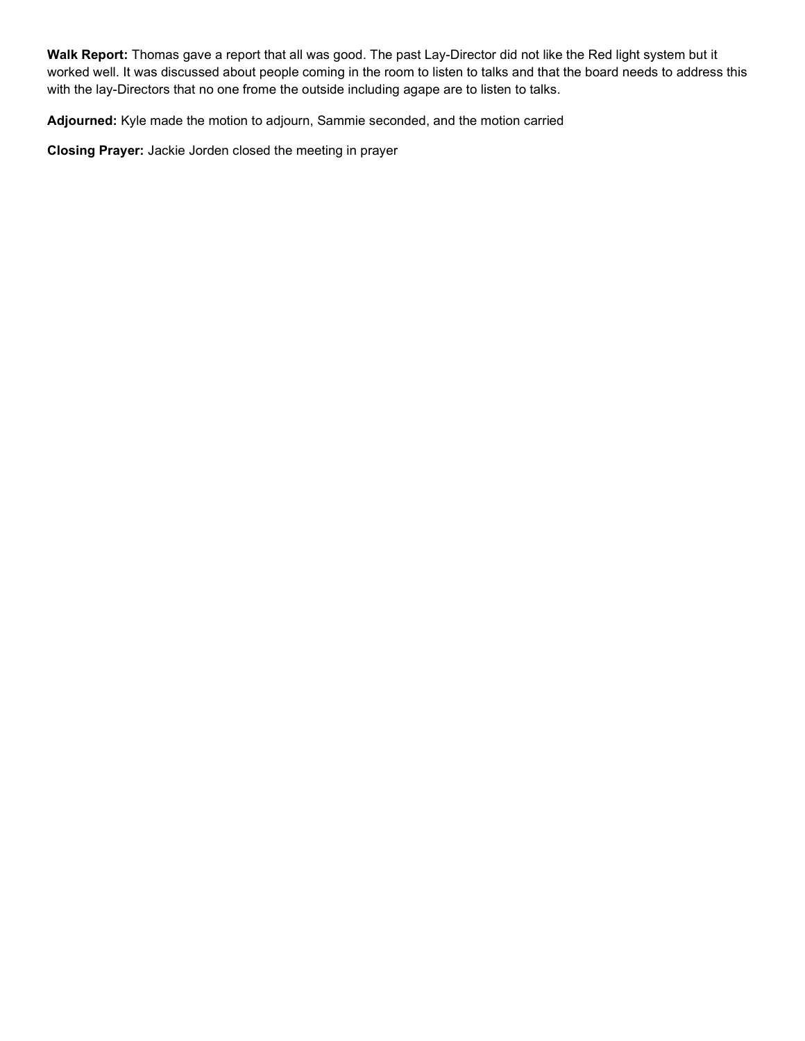**Walk Report:** Thomas gave a report that all was good. The past Lay-Director did not like the Red light system but it worked well. It was discussed about people coming in the room to listen to talks and that the board needs to address this with the lay-Directors that no one frome the outside including agape are to listen to talks.

**Adjourned:** Kyle made the motion to adjourn, Sammie seconded, and the motion carried

**Closing Prayer:** Jackie Jorden closed the meeting in prayer